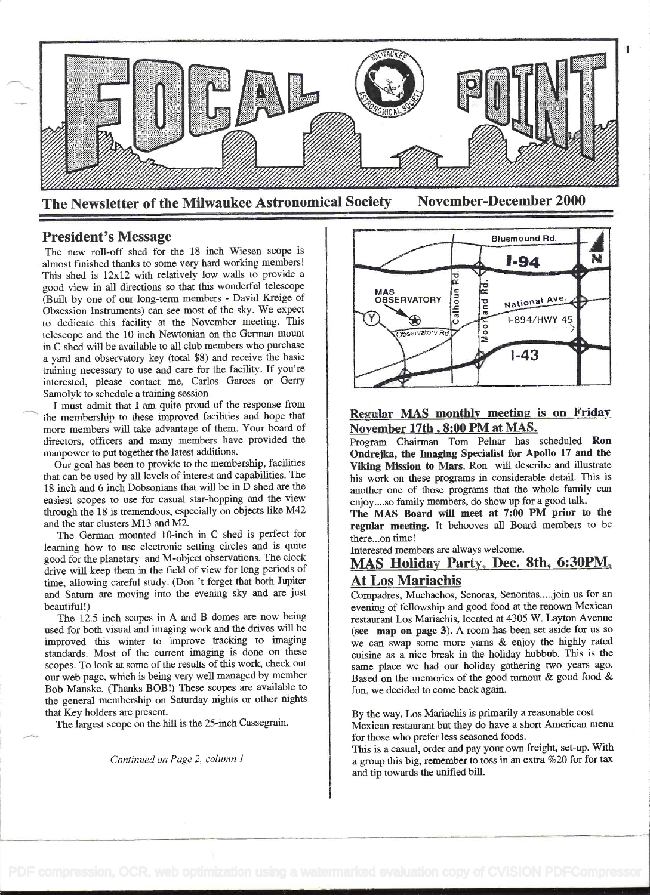# FOCAL POINT

**The Newsletter of the Milwaukee Astronomical Society** **November-December 2000**

## President's Message

The new roll-off shed for the 18 inch Wiesen scope is almost finished thanks to some very hard working members! This shed is 12x12 with relatively low walls to provide a good view in all directions so that this wonderful telescope (Built by one of our long-term members - David Kreige of Obsession Instruments) can see most of the sky. We expect to dedicate this facility at the November meeting. This telescope and the 10 inch Newtonian on the German mount in C shed will be available to all club members who purchase a yard and observatory key (total $8) and receive the basic training necessary to use and care for the facility. If you're interested, please contact me, Carlos Garces or Gerry Samolyk to schedule a training session.

I must admit that I am quite proud of the response from the membership to these improved facilities and hope that more members will take advantage of them. Your board of directors, officers and many members have provided the manpower to put together the latest additions.

Our goal has been to provide to the membership, facilities that can be used by all levels of interest and capabilities. The 18 inch and 6 inch Dobsonians that will be in D shed are the easiest scopes to use for casual star-hopping and the view through the 18 is tremendous, especially on objects like M42 and the star clusters M13 and M2.

The German mounted 10-inch in C shed is perfect for learning how to use electronic setting circles and is quite good for the planetary and M-object observations. The clock drive will keep them in the field of view for long periods of time, allowing careful study. (Don 't forget that both Jupiter and Saturn are moving into the evening sky and are just beautiful!)

The 12.5 inch scopes in A and B domes are now being used for both visual and imaging work and the drives will be improved this winter to improve tracking to imaging standards. Most of the current imaging is done on these scopes. To look at some of the results of this work, check out our web page, which is being very well managed by member Bob Manske. (Thanks BOB!) These scopes are available to the general membership on Saturday nights or other nights that Key holders are present.

The largest scope on the hill is the 25-inch Cassegrain.

*Continued on Page 2, column 1*

Bluemound Rd. I-94 N MAS OBSERVATORY Calhoun Rd. Moorland Rd. National Ave. I-894/HWY 45 Observatory Rd Y I-43

## Regular MAS monthly meeting is on Friday November 17th , 8:00 PM at MAS.

Program Chairman Tom Pelnar has scheduled **Ron Ondrejka, the Imaging Specialist for Apollo 17 and the Viking Mission to Mars**. Ron will describe and illustrate his work on these programs in considerable detail. This is another one of those programs that the whole family can enjoy....so family members, do show up for a good talk.

**The MAS Board will meet at 7:00 PM prior to the regular meeting.** It behooves all Board members to be there...on time!

Interested members are always welcome.

## MAS Holiday Party, Dec. 8th, 6:30PM, At Los Mariachis

Compadres, Muchachos, Senoras, Senoritas.....join us for an evening of fellowship and good food at the renown Mexican restaurant Los Mariachis, located at 4305 W. Layton Avenue (**see map on page 3**). A room has been set aside for us so we can swap some more yarns & enjoy the highly rated cuisine as a nice break in the holiday hubbub. This is the same place we had our holiday gathering two years ago. Based on the memories of the good turnout & good food & fun, we decided to come back again.

By the way, Los Mariachis is primarily a reasonable cost Mexican restaurant but they do have a short American menu for those who prefer less seasoned foods.

This is a casual, order and pay your own freight, set-up. With a group this big, remember to toss in an extra %20 for for tax and tip towards the unified bill.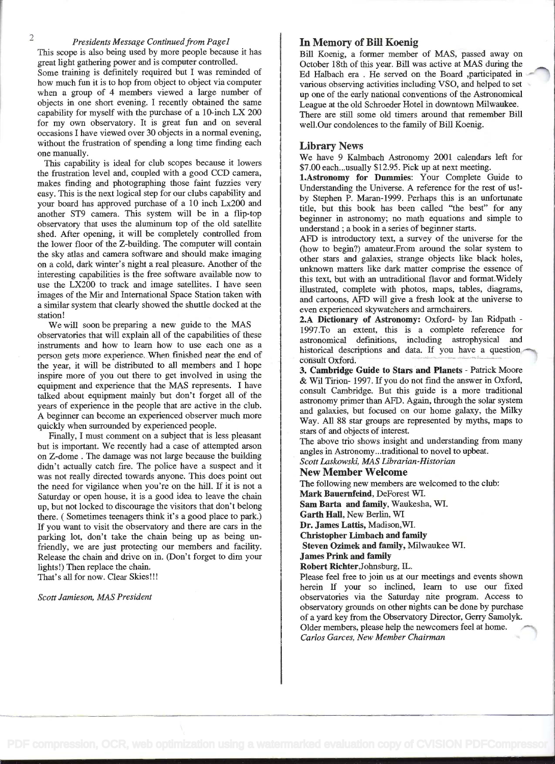*Presidents Message Continued from Page1*

This scope is also being used by more people because it has great light gathering power and is computer controlled. Some training is definitely required but I was reminded of how much fun it is to hop from object to object via computer when a group of 4 members viewed a large number of objects in one short evening. I recently obtained the same capability for myself with the purchase of a 10-inch LX 200 for my own observatory. It is great fun and on several occasions I have viewed over 30 objects in a normal evening, without the frustration of spending a long time finding each one manually.

This capability is ideal for club scopes because it lowers the frustration level and, coupled with a good CCD camera, makes finding and photographing those faint fuzzies very easy. This is the next logical step for our clubs capability and your board has approved purchase of a 10 inch Lx200 and another ST9 camera. This system will be in a flip-top observatory that uses the aluminum top of the old satellite shed. After opening, it will be completely controlled from the lower floor of the Z-building. The computer will contain the sky atlas and camera software and should make imaging on a cold, dark winter's night a real pleasure. Another of the interesting capabilities is the free software available now to use the LX200 to track and image satellites. I have seen images of the Mir and International Space Station taken with a similar system that clearly showed the shuttle docked at the station!

We will soon be preparing a new guide to the MAS observatories that will explain all of the capabilities of these instruments and how to learn how to use each one as a person gets more experience. When finished near the end of the year, it will be distributed to all members and I hope inspire more of you out there to get involved in using the equipment and experience that the MAS represents. I have talked about equipment mainly but don't forget all of the years of experience in the people that are active in the club. A beginner can become an experienced observer much more quickly when surrounded by experienced people.

Finally, I must comment on a subject that is less pleasant but is important. We recently had a case of attempted arson on Z-dome . The damage was not large because the building didn't actually catch fire. The police have a suspect and it was not really directed towards anyone. This does point out the need for vigilance when you're on the hill. If it is not a Saturday or open house, it is a good idea to leave the chain up, but not locked to discourage the visitors that don't belong there. ( Sometimes teenagers think it's a good place to park.) If you want to visit the observatory and there are cars in the parking lot, don't take the chain being up as being un-friendly, we are just protecting our members and facility. Release the chain and drive on in. (Don't forget to dim your lights!) Then replace the chain.

That's all for now. Clear Skies!!!

*Scott Jamieson, MAS President*

## In Memory of Bill Koenig

Bill Koenig, a former member of MAS, passed away on October 18th of this year. Bill was active at MAS during the Ed Halbach era . He served on the Board ,participated in various observing activities including VSO, and helped to set up one of the early national conventions of the Astronomical League at the old Schroeder Hotel in downtown Milwaukee. There are still some old timers around that remember Bill well.Our condolences to the family of Bill Koenig.

## Library News

We have 9 Kalmbach Astronomy 2001 calendars left for $7.00 each...usually $12.95. Pick up at next meeting.

**1.Astronomy for Dummies**: Your Complete Guide to Understanding the Universe. A reference for the rest of us!- by Stephen P. Maran-1999. Perhaps this is an unfortunate title, but this book has been called "the best" for any beginner in astronomy; no math equations and simple to understand ; a book in a series of beginner starts.

AFD is introductory text, a survey of the universe for the (how to begin?) amateur.From around the solar system to other stars and galaxies, strange objects like black holes, unknown matters like dark matter comprise the essence of this text, but with an untraditional flavor and format.Widely illustrated, complete with photos, maps, tables, diagrams, and cartoons, AFD will give a fresh look at the universe to even experienced skywatchers and armchairers.

**2.A Dictionary of Astronomy:** Oxford- by Ian Ridpath - 1997.To an extent, this is a complete reference for astronomical definitions, including astrophysical and historical descriptions and data. If you have a question consult Oxford.

**3. Cambridge Guide to Stars and Planets** - Patrick Moore & Wil Tirion- 1997. If you do not find the answer in Oxford, consult Cambridge. But this guide is a more traditional astronomy primer than AFD. Again, through the solar system and galaxies, but focused on our home galaxy, the Milky Way. All 88 star groups are represented by myths, maps to stars of and objects of interest.

The above trio shows insight and understanding from many angles in Astronomy...traditional to novel to upbeat.

*Scott Laskowski, MAS Librarian-Historian*

## New Member Welcome

The following new members are welcomed to the club:

**Mark Bauernfeind**, DeForest WI.

**Sam Barta and family**, Waukesha, WI.

**Garth Hall**, New Berlin, WI

**Dr. James Lattis**, Madison,WI.

**Christopher Limbach and family**

**Steven Ozimek and family**, Milwaukee WI.

**James Prink and family**

**Robert Richter**,Johnsburg, IL.

Please feel free to join us at our meetings and events shown herein If your so inclined, learn to use our fixed observatories via the Saturday nite program. Access to observatory grounds on other nights can be done by purchase of a yard key from the Observatory Director, Gerry Samolyk. Older members, please help the newcomers feel at home.

*Carlos Garces, New Member Chairman*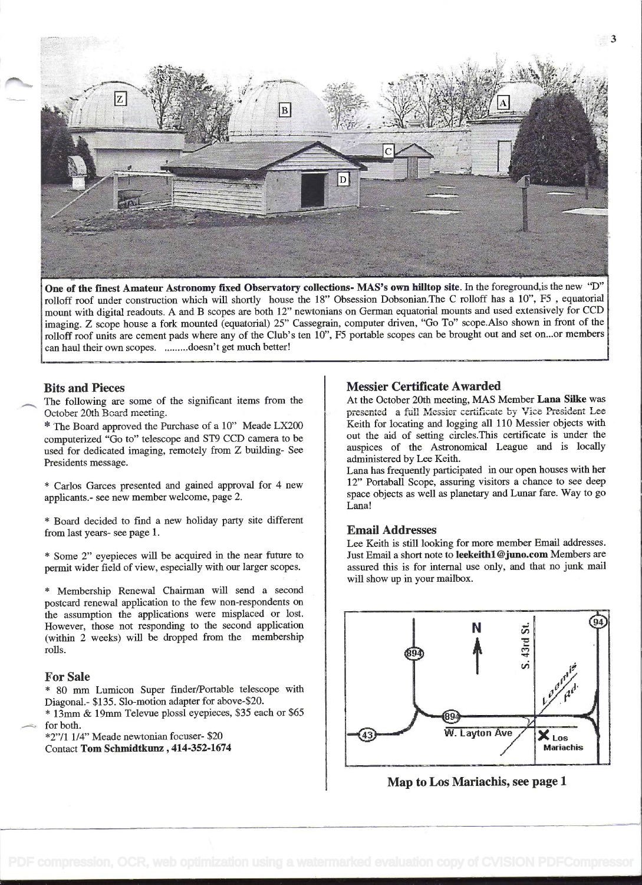**One of the finest Amateur Astronomy fixed Observatory collections- MAS's own hilltop site.** In the foreground,is the new "D" rolloff roof under construction which will shortly house the 18" Obsession Dobsonian.The C rolloff has a 10", F5 , equatorial mount with digital readouts. A and B scopes are both 12" newtonians on German equatorial mounts and used extensively for CCD imaging. Z scope house a fork mounted (equatorial) 25" Cassegrain, computer driven, "Go To" scope.Also shown in front of the rolloff roof units are cement pads where any of the Club's ten 10", F5 portable scopes can be brought out and set on...or members can haul their own scopes. .........doesn't get much better!

## Bits and Pieces

The following are some of the significant items from the October 20th Board meeting.

* The Board approved the Purchase of a 10" Meade LX200 computerized "Go to" telescope and ST9 CCD camera to be used for dedicated imaging, remotely from Z building- See Presidents message.

* Carlos Garces presented and gained approval for 4 new applicants.- see new member welcome, page 2.

* Board decided to find a new holiday party site different from last years- see page 1.

* Some 2" eyepieces will be acquired in the near future to permit wider field of view, especially with our larger scopes.

* Membership Renewal Chairman will send a second postcard renewal application to the few non-respondents on the assumption the applications were misplaced or lost. However, those not responding to the second application (within 2 weeks) will be dropped from the membership rolls.

## For Sale

* 80 mm Lumicon Super finder/Portable telescope with Diagonal.- $135. Slo-motion adapter for above-$20.
* 13mm & 19mm Televue plossl eyepieces, $35 each or $65 for both.
*2"/1 1/4" Meade newtonian focuser- $20

Contact **Tom Schmidtkunz , 414-352-1674**

## Messier Certificate Awarded

At the October 20th meeting, MAS Member **Lana Silke** was presented a full Messier certificate by Vice President Lee Keith for locating and logging all 110 Messier objects with out the aid of setting circles.This certificate is under the auspices of the Astronomical League and is locally administered by Lee Keith.

Lana has frequently participated in our open houses with her 12" Portaball Scope, assuring visitors a chance to see deep space objects as well as planetary and Lunar fare. Way to go Lana!

## Email Addresses

Lee Keith is still looking for more member Email addresses. Just Email a short note to **leekeith1@juno.com** Members are assured this is for internal use only, and that no junk mail will show up in your mailbox.

**Map to Los Mariachis, see page 1**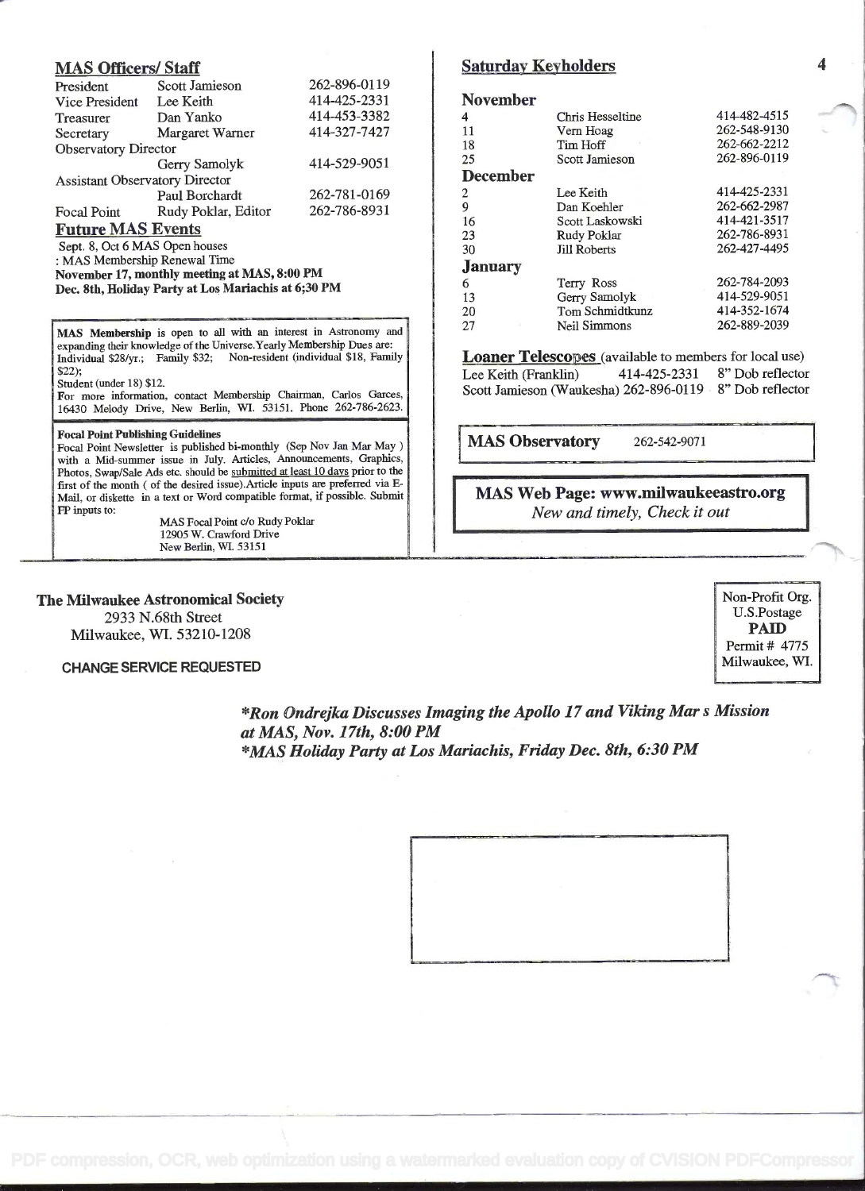## MAS Officers/ Staff

| | | |
|---|---|---|
| President | Scott Jamieson | 262-896-0119 |
| Vice President | Lee Keith | 414-425-2331 |
| Treasurer | Dan Yanko | 414-453-3382 |
| Secretary | Margaret Warner | 414-327-7427 |
| Observatory Director | Gerry Samolyk | 414-529-9051 |
| Assistant Observatory Director | Paul Borchardt | 262-781-0169 |
| Focal Point | Rudy Poklar, Editor | 262-786-8931 |

## Future MAS Events

Sept. 8, Oct 6 MAS Open houses
: MAS Membership Renewal Time
**November 17, monthly meeting at MAS, 8:00 PM**
**Dec. 8th, Holiday Party at Los Mariachis at 6;30 PM**

**MAS Membership** is open to all with an interest in Astronomy and expanding their knowledge of the Universe.Yearly Membership Dues are: Individual $28/yr.; Family $32; Non-resident (individual $18, Family $22);
Student (under 18) $12.
For more information, contact Membership Chairman, Carlos Garces, 16430 Melody Drive, New Berlin, WI. 53151. Phone 262-786-2623.

**Focal Point Publishing Guidelines**
Focal Point Newsletter is published bi-monthly (Sep Nov Jan Mar May ) with a Mid-summer issue in July. Articles, Announcements, Graphics, Photos, Swap/Sale Ads etc. should be submitted at least 10 days prior to the first of the month ( of the desired issue).Article inputs are preferred via E-Mail, or diskette in a text or Word compatible format, if possible. Submit FP inputs to:

MAS Focal Point c/o Rudy Poklar
12905 W. Crawford Drive
New Berlin, WI. 53151

## Saturday Keyholders

| | | |
|---|---|---|
| **November** | | |
| 4 | Chris Hesseltine | 414-482-4515 |
| 11 | Vern Hoag | 262-548-9130 |
| 18 | Tim Hoff | 262-662-2212 |
| 25 | Scott Jamieson | 262-896-0119 |
| **December** | | |
| 2 | Lee Keith | 414-425-2331 |
| 9 | Dan Koehler | 262-662-2987 |
| 16 | Scott Laskowski | 414-421-3517 |
| 23 | Rudy Poklar | 262-786-8931 |
| 30 | Jill Roberts | 262-427-4495 |
| **January** | | |
| 6 | Terry Ross | 262-784-2093 |
| 13 | Gerry Samolyk | 414-529-9051 |
| 20 | Tom Schmidtkunz | 414-352-1674 |
| 27 | Neil Simmons | 262-889-2039 |

**Loaner Telescopes** (available to members for local use)
Lee Keith (Franklin) 414-425-2331 8" Dob reflector
Scott Jamieson (Waukesha) 262-896-0119 8" Dob reflector

**MAS Observatory** 262-542-9071

**MAS Web Page: www.milwaukeeastro.org**
*New and timely, Check it out*

**The Milwaukee Astronomical Society**
2933 N.68th Street
Milwaukee, WI. 53210-1208

CHANGE SERVICE REQUESTED

Non-Profit Org.
U.S.Postage
**PAID**
Permit # 4775
Milwaukee, WI.

***Ron Ondrejka Discusses Imaging the Apollo 17 and Viking Mar s Mission at MAS, Nov. 17th, 8:00 PM***
***MAS Holiday Party at Los Mariachis, Friday Dec. 8th, 6:30 PM***